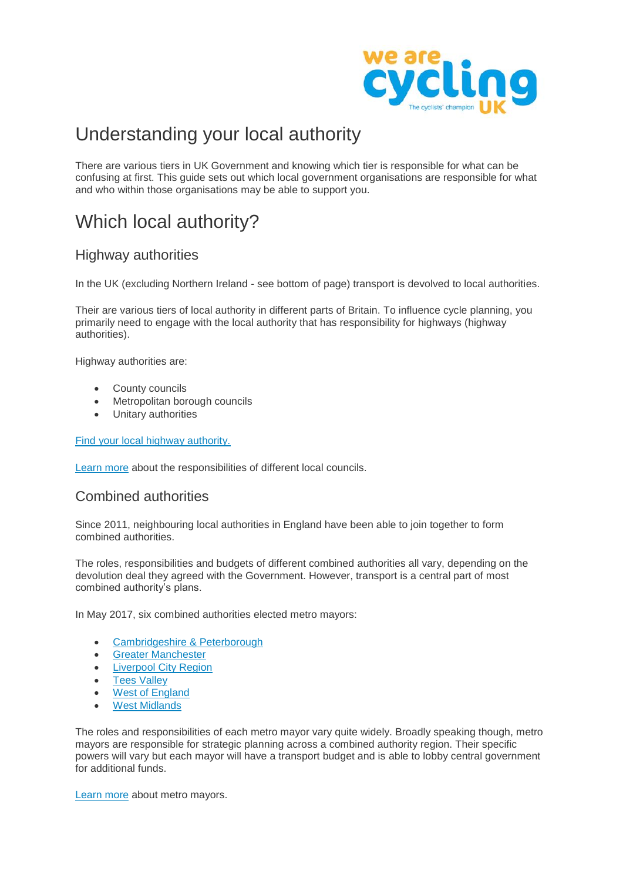# Understanding your local authority

There are various tiers in UK Government and knowing which tier is responsible for what can be confusing at first. This guide sets out which local government organisations are responsible for what and who within those organisations may be able to support you.

# Which local authority?

## Highway authorities

In the UK (excluding Northern Ireland - see bottom of page) transport is devolved to local authorities.

Their are various tiers of local authority in different parts of Britain. To influence cycle planning, you primarily need to engage with the local authority that has responsibility for highways (highway authorities).

Highway authorities are:

- County councils
- Metropolitan borough councils
- Unitary authorities

Find your local highway authority.

Learn more about the responsibilities of different local councils.

## Combined authorities

Since 2011, neighbouring local authorities in England have been able to join together to form combined authorities.

The roles, responsibilities and budgets of different combined authorities all vary, depending on the devolution deal they agreed with the Government. However, transport is a central part of most combined authority's plans.

In May 2017, six combined authorities elected metro mayors:

- Cambridgeshire & Peterborough
- Greater Manchester
- Liverpool City Region
- Tees Valley
- West of England
- West Midlands

The roles and responsibilities of each metro mayor vary quite widely. Broadly speaking though, metro mayors are responsible for strategic planning across a combined authority region. Their specific powers will vary but each mayor will have a transport budget and is able to lobby central government for additional funds.

Learn more about metro mayors.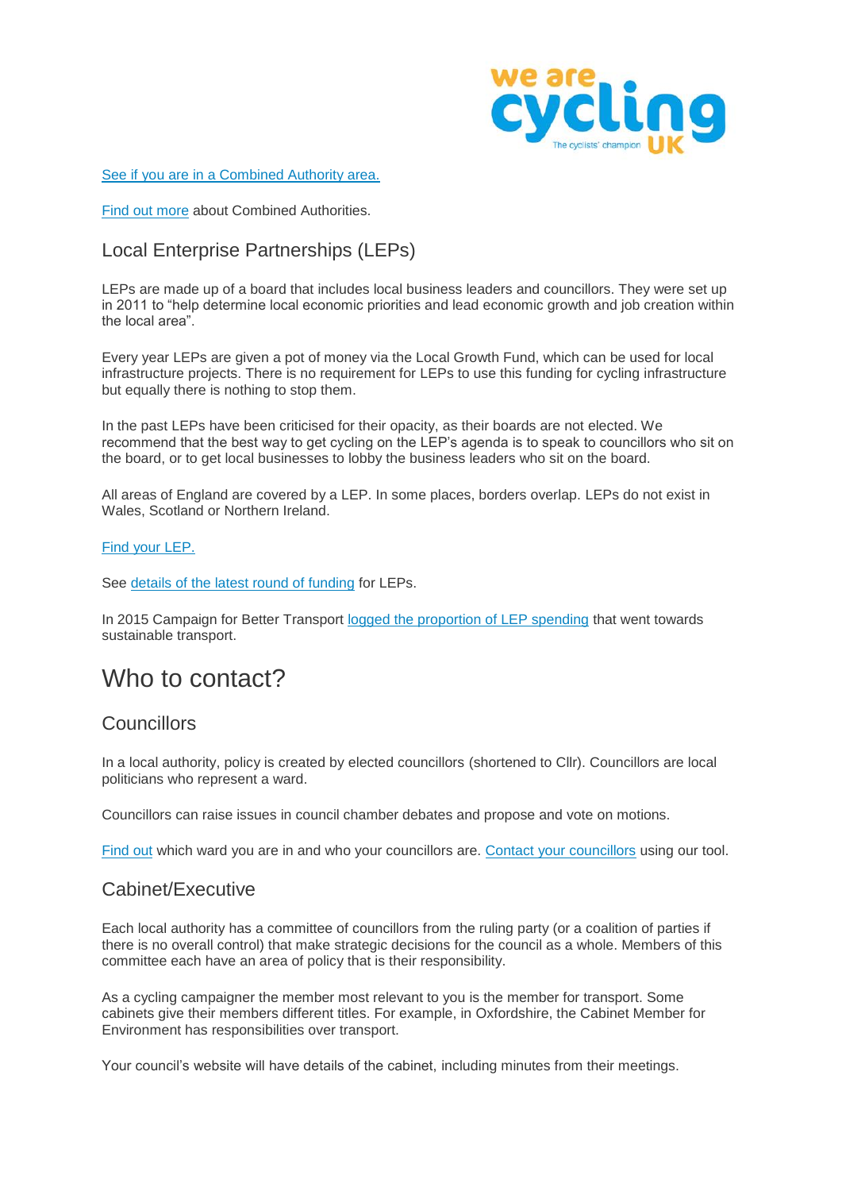[See if you are in a Combined Authority area.]

[Find out more] about Combined Authorities.

## Local Enterprise Partnerships (LEPs)

LEPs are made up of a board that includes local business leaders and councillors. They were set up in 2011 to "help determine local economic priorities and lead economic growth and job creation within the local area".

Every year LEPs are given a pot of money via the Local Growth Fund, which can be used for local infrastructure projects. There is no requirement for LEPs to use this funding for cycling infrastructure but equally there is nothing to stop them.

In the past LEPs have been criticised for their opacity, as their boards are not elected. We recommend that the best way to get cycling on the LEP's agenda is to speak to councillors who sit on the board, or to get local businesses to lobby the business leaders who sit on the board.

All areas of England are covered by a LEP. In some places, borders overlap. LEPs do not exist in Wales, Scotland or Northern Ireland.

[Find your LEP.]

See [details of the latest round of funding] for LEPs.

In 2015 Campaign for Better Transport [logged the proportion of LEP spending] that went towards sustainable transport.

# Who to contact?

## Councillors

In a local authority, policy is created by elected councillors (shortened to Cllr). Councillors are local politicians who represent a ward.

Councillors can raise issues in council chamber debates and propose and vote on motions.

[Find out] which ward you are in and who your councillors are. [Contact your councillors] using our tool.

## Cabinet/Executive

Each local authority has a committee of councillors from the ruling party (or a coalition of parties if there is no overall control) that make strategic decisions for the council as a whole. Members of this committee each have an area of policy that is their responsibility.

As a cycling campaigner the member most relevant to you is the member for transport. Some cabinets give their members different titles. For example, in Oxfordshire, the Cabinet Member for Environment has responsibilities over transport.

Your council's website will have details of the cabinet, including minutes from their meetings.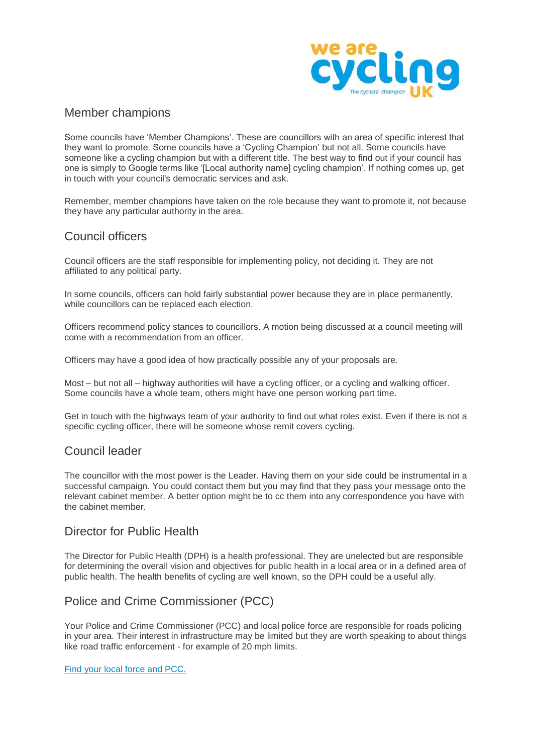## Member champions

Some councils have 'Member Champions'. These are councillors with an area of specific interest that they want to promote. Some councils have a 'Cycling Champion' but not all. Some councils have someone like a cycling champion but with a different title. The best way to find out if your council has one is simply to Google terms like '[Local authority name] cycling champion'. If nothing comes up, get in touch with your council's democratic services and ask.

Remember, member champions have taken on the role because they want to promote it, not because they have any particular authority in the area.

## Council officers

Council officers are the staff responsible for implementing policy, not deciding it. They are not affiliated to any political party.

In some councils, officers can hold fairly substantial power because they are in place permanently, while councillors can be replaced each election.

Officers recommend policy stances to councillors. A motion being discussed at a council meeting will come with a recommendation from an officer.

Officers may have a good idea of how practically possible any of your proposals are.

Most – but not all – highway authorities will have a cycling officer, or a cycling and walking officer. Some councils have a whole team, others might have one person working part time.

Get in touch with the highways team of your authority to find out what roles exist. Even if there is not a specific cycling officer, there will be someone whose remit covers cycling.

## Council leader

The councillor with the most power is the Leader. Having them on your side could be instrumental in a successful campaign. You could contact them but you may find that they pass your message onto the relevant cabinet member. A better option might be to cc them into any correspondence you have with the cabinet member.

## Director for Public Health

The Director for Public Health (DPH) is a health professional. They are unelected but are responsible for determining the overall vision and objectives for public health in a local area or in a defined area of public health. The health benefits of cycling are well known, so the DPH could be a useful ally.

## Police and Crime Commissioner (PCC)

Your Police and Crime Commissioner (PCC) and local police force are responsible for roads policing in your area. Their interest in infrastructure may be limited but they are worth speaking to about things like road traffic enforcement - for example of 20 mph limits.

Find your local force and PCC.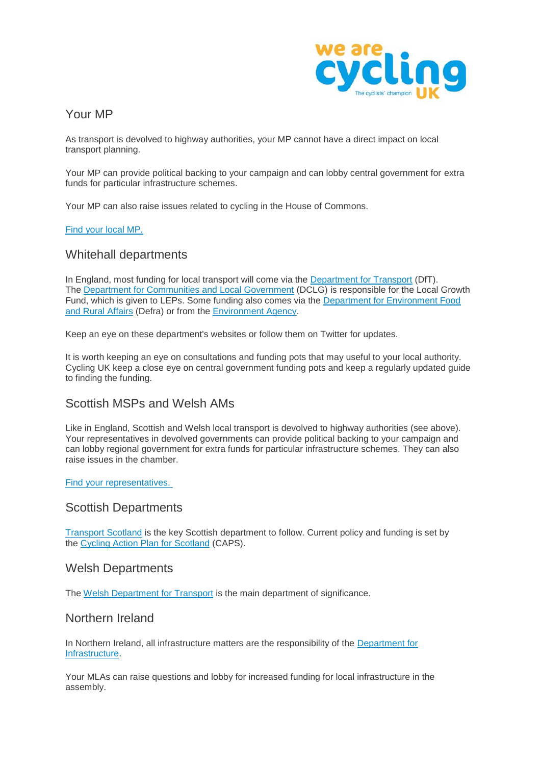## Your MP

As transport is devolved to highway authorities, your MP cannot have a direct impact on local transport planning.

Your MP can provide political backing to your campaign and can lobby central government for extra funds for particular infrastructure schemes.

Your MP can also raise issues related to cycling in the House of Commons.

Find your local MP.

## Whitehall departments

In England, most funding for local transport will come via the Department for Transport (DfT). The Department for Communities and Local Government (DCLG) is responsible for the Local Growth Fund, which is given to LEPs. Some funding also comes via the Department for Environment Food and Rural Affairs (Defra) or from the Environment Agency.

Keep an eye on these department's websites or follow them on Twitter for updates.

It is worth keeping an eye on consultations and funding pots that may useful to your local authority. Cycling UK keep a close eye on central government funding pots and keep a regularly updated guide to finding the funding.

## Scottish MSPs and Welsh AMs

Like in England, Scottish and Welsh local transport is devolved to highway authorities (see above). Your representatives in devolved governments can provide political backing to your campaign and can lobby regional government for extra funds for particular infrastructure schemes. They can also raise issues in the chamber.

Find your representatives.

## Scottish Departments

Transport Scotland is the key Scottish department to follow. Current policy and funding is set by the Cycling Action Plan for Scotland (CAPS).

## Welsh Departments

The Welsh Department for Transport is the main department of significance.

## Northern Ireland

In Northern Ireland, all infrastructure matters are the responsibility of the Department for Infrastructure.

Your MLAs can raise questions and lobby for increased funding for local infrastructure in the assembly.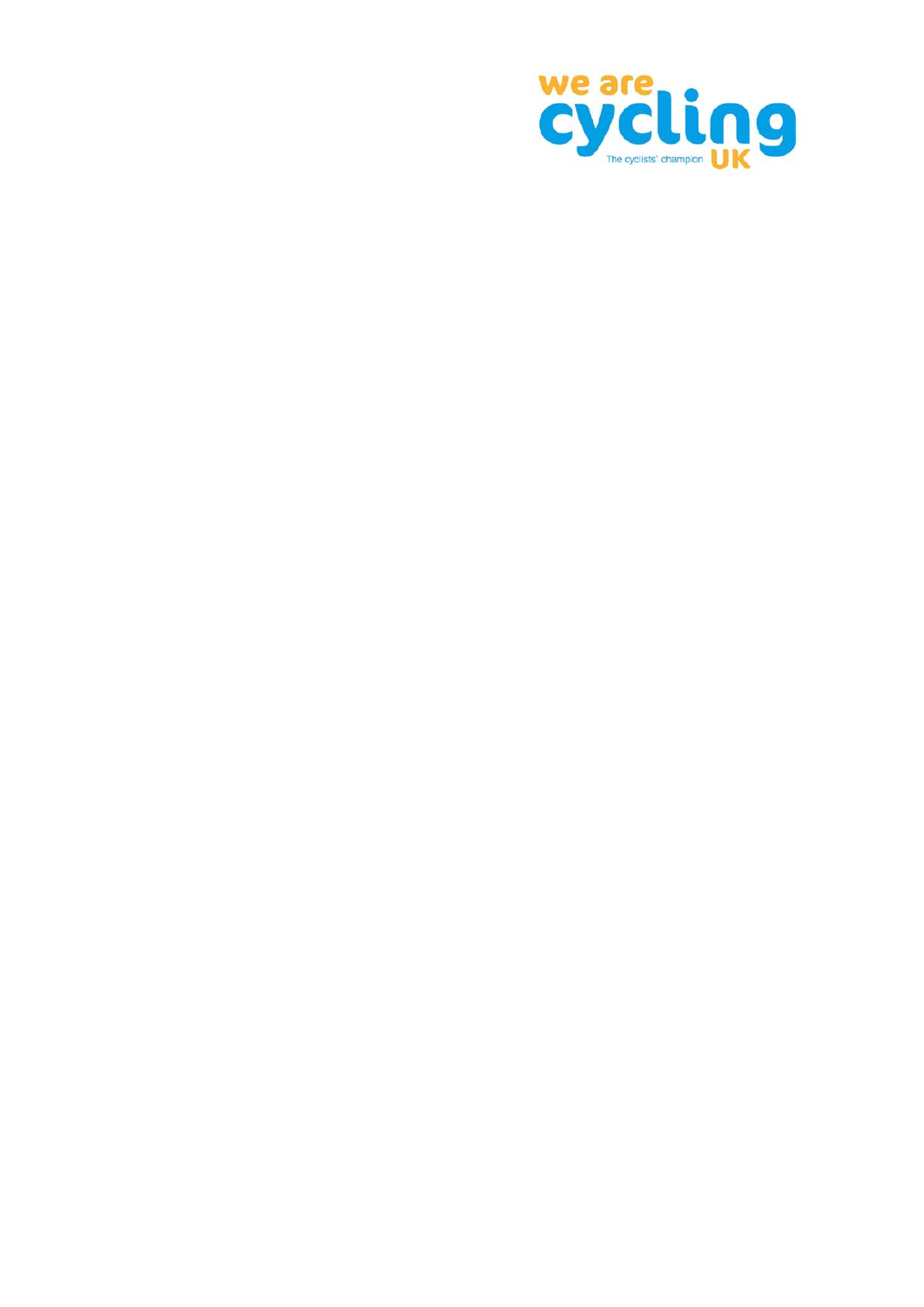we are cycling UK

The cyclists' champion